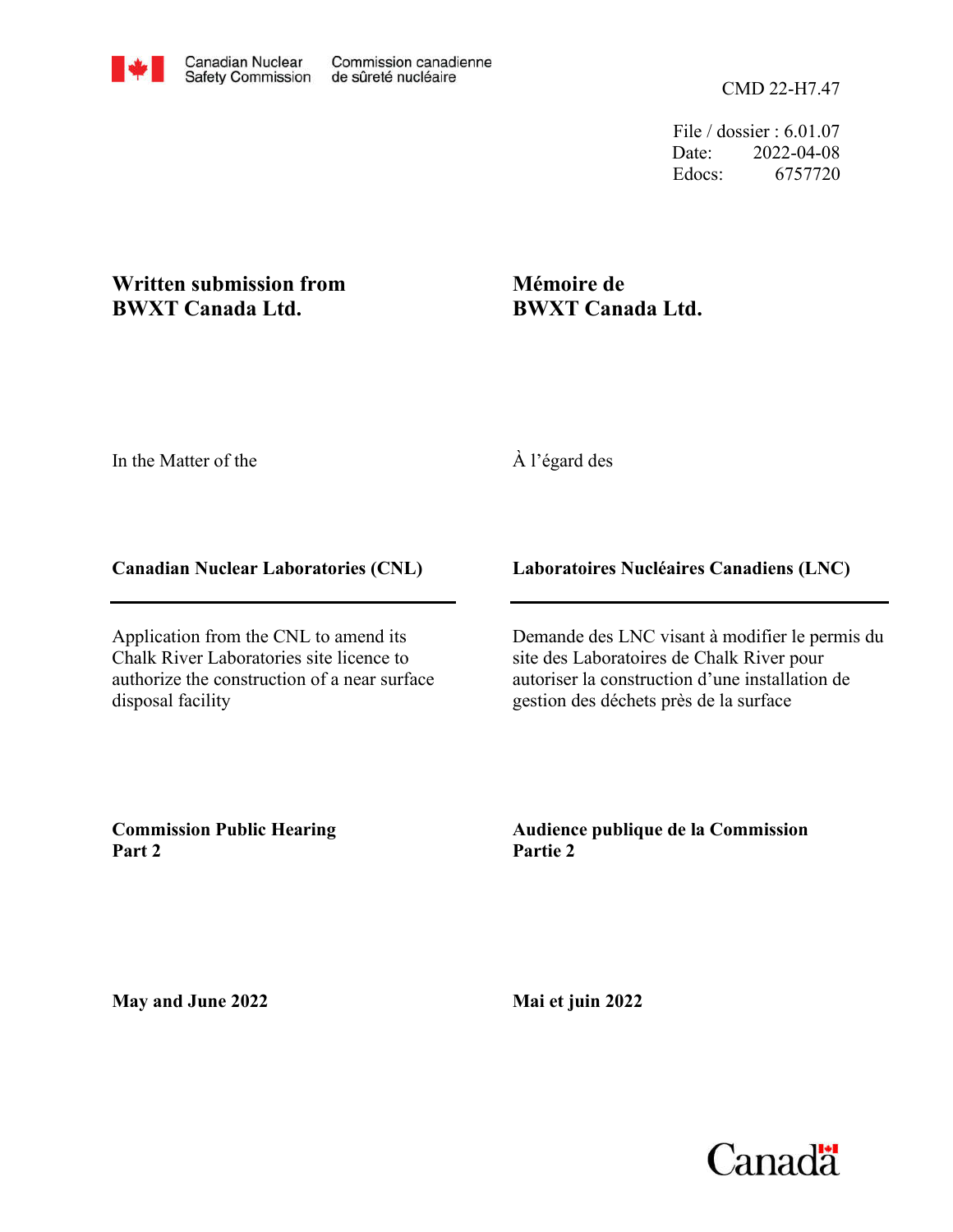Canadian Nuclear Safety Commission / Commission canadienne de sûreté nucléaire

CMD 22-H7.47

File / dossier : 6.01.07
Date: 2022-04-08
Edocs: 6757720

**Written submission from BWXT Canada Ltd.**

**Mémoire de BWXT Canada Ltd.**

In the Matter of the

À l'égard des

**Canadian Nuclear Laboratories (CNL)**

**Laboratoires Nucléaires Canadiens (LNC)**

Application from the CNL to amend its Chalk River Laboratories site licence to authorize the construction of a near surface disposal facility

Demande des LNC visant à modifier le permis du site des Laboratoires de Chalk River pour autoriser la construction d'une installation de gestion des déchets près de la surface

**Commission Public Hearing Part 2**

**Audience publique de la Commission Partie 2**

**May and June 2022**

**Mai et juin 2022**

Canada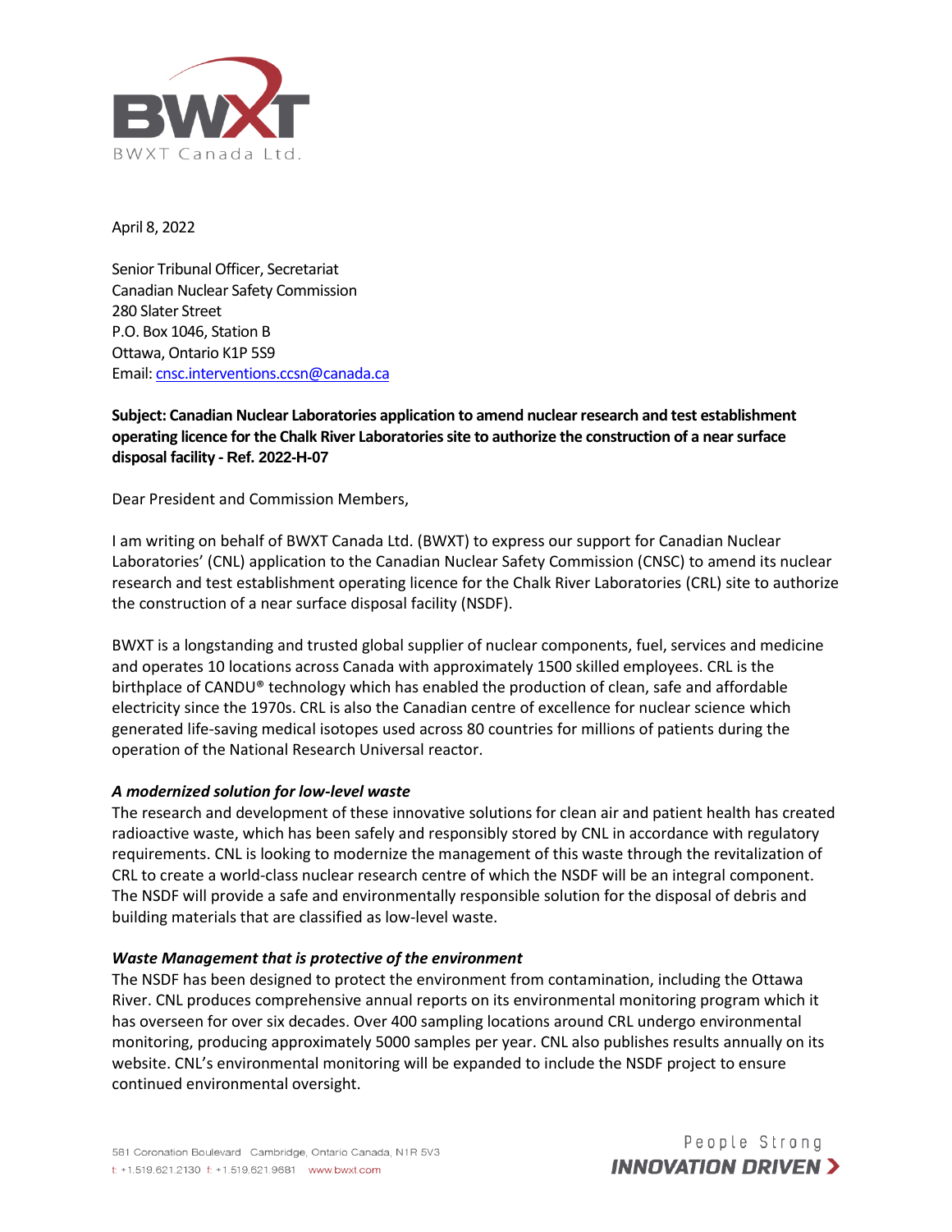April 8, 2022

Senior Tribunal Officer, Secretariat
Canadian Nuclear Safety Commission
280 Slater Street
P.O. Box 1046, Station B
Ottawa, Ontario K1P 5S9
Email: cnsc.interventions.ccsn@canada.ca

**Subject: Canadian Nuclear Laboratories application to amend nuclear research and test establishment operating licence for the Chalk River Laboratories site to authorize the construction of a near surface disposal facility - Ref. 2022-H-07**

Dear President and Commission Members,

I am writing on behalf of BWXT Canada Ltd. (BWXT) to express our support for Canadian Nuclear Laboratories' (CNL) application to the Canadian Nuclear Safety Commission (CNSC) to amend its nuclear research and test establishment operating licence for the Chalk River Laboratories (CRL) site to authorize the construction of a near surface disposal facility (NSDF).

BWXT is a longstanding and trusted global supplier of nuclear components, fuel, services and medicine and operates 10 locations across Canada with approximately 1500 skilled employees. CRL is the birthplace of CANDU® technology which has enabled the production of clean, safe and affordable electricity since the 1970s. CRL is also the Canadian centre of excellence for nuclear science which generated life-saving medical isotopes used across 80 countries for millions of patients during the operation of the National Research Universal reactor.

***A modernized solution for low-level waste***

The research and development of these innovative solutions for clean air and patient health has created radioactive waste, which has been safely and responsibly stored by CNL in accordance with regulatory requirements. CNL is looking to modernize the management of this waste through the revitalization of CRL to create a world-class nuclear research centre of which the NSDF will be an integral component. The NSDF will provide a safe and environmentally responsible solution for the disposal of debris and building materials that are classified as low-level waste.

***Waste Management that is protective of the environment***

The NSDF has been designed to protect the environment from contamination, including the Ottawa River. CNL produces comprehensive annual reports on its environmental monitoring program which it has overseen for over six decades. Over 400 sampling locations around CRL undergo environmental monitoring, producing approximately 5000 samples per year. CNL also publishes results annually on its website. CNL's environmental monitoring will be expanded to include the NSDF project to ensure continued environmental oversight.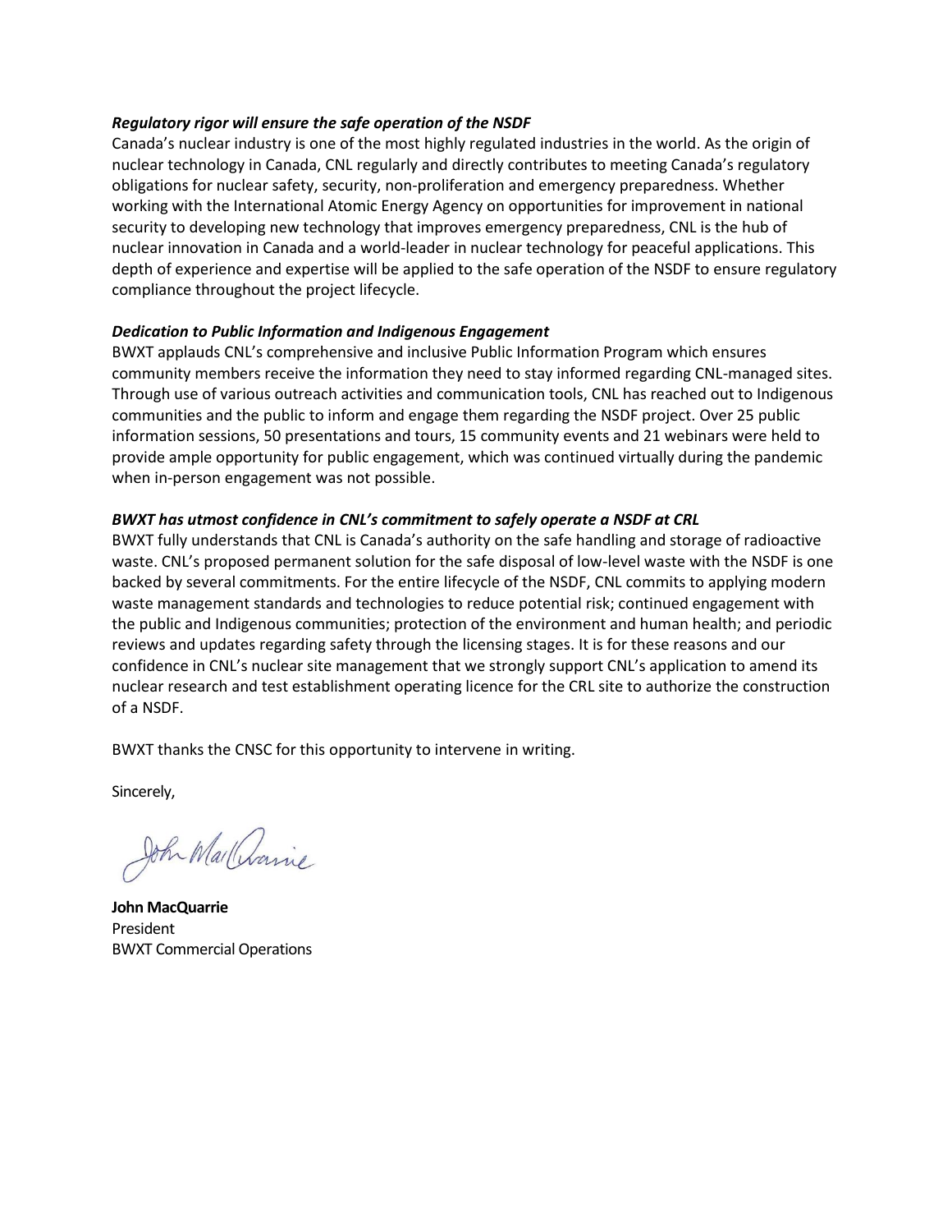***Regulatory rigor will ensure the safe operation of the NSDF***

Canada's nuclear industry is one of the most highly regulated industries in the world. As the origin of nuclear technology in Canada, CNL regularly and directly contributes to meeting Canada's regulatory obligations for nuclear safety, security, non-proliferation and emergency preparedness. Whether working with the International Atomic Energy Agency on opportunities for improvement in national security to developing new technology that improves emergency preparedness, CNL is the hub of nuclear innovation in Canada and a world-leader in nuclear technology for peaceful applications. This depth of experience and expertise will be applied to the safe operation of the NSDF to ensure regulatory compliance throughout the project lifecycle.

***Dedication to Public Information and Indigenous Engagement***

BWXT applauds CNL's comprehensive and inclusive Public Information Program which ensures community members receive the information they need to stay informed regarding CNL-managed sites. Through use of various outreach activities and communication tools, CNL has reached out to Indigenous communities and the public to inform and engage them regarding the NSDF project. Over 25 public information sessions, 50 presentations and tours, 15 community events and 21 webinars were held to provide ample opportunity for public engagement, which was continued virtually during the pandemic when in-person engagement was not possible.

***BWXT has utmost confidence in CNL's commitment to safely operate a NSDF at CRL***

BWXT fully understands that CNL is Canada's authority on the safe handling and storage of radioactive waste. CNL's proposed permanent solution for the safe disposal of low-level waste with the NSDF is one backed by several commitments. For the entire lifecycle of the NSDF, CNL commits to applying modern waste management standards and technologies to reduce potential risk; continued engagement with the public and Indigenous communities; protection of the environment and human health; and periodic reviews and updates regarding safety through the licensing stages. It is for these reasons and our confidence in CNL's nuclear site management that we strongly support CNL's application to amend its nuclear research and test establishment operating licence for the CRL site to authorize the construction of a NSDF.

BWXT thanks the CNSC for this opportunity to intervene in writing.

Sincerely,

**John MacQuarrie**
President
BWXT Commercial Operations